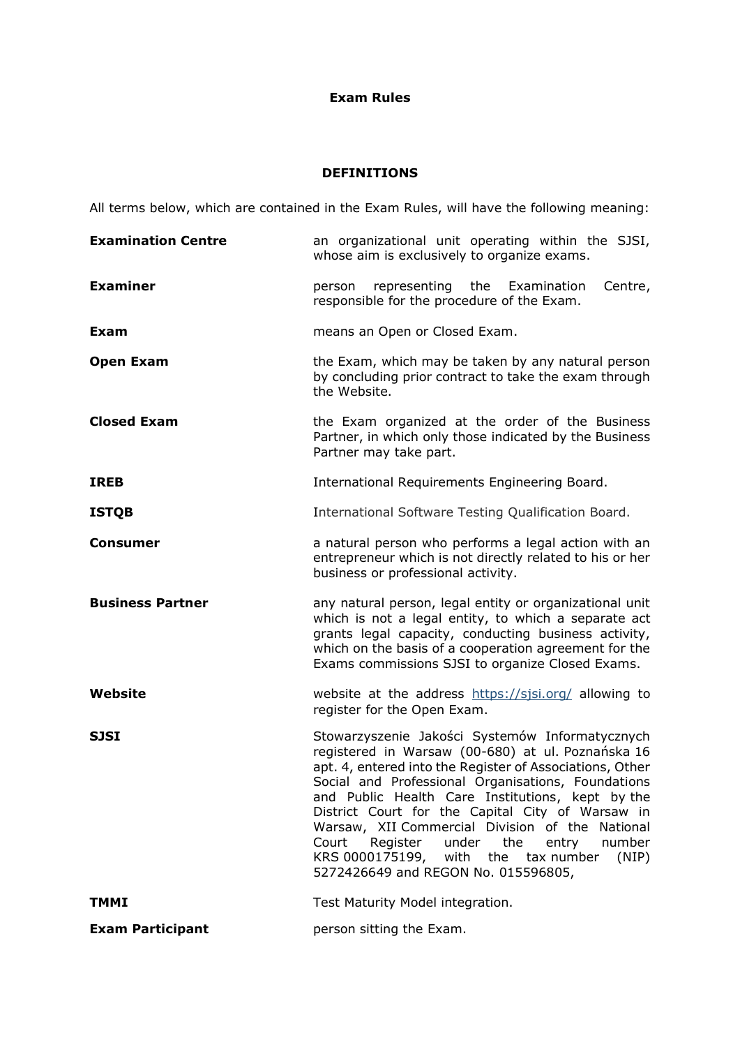# Exam Rules

## DEFINITIONS

All terms below, which are contained in the Exam Rules, will have the following meaning:

| Term | Definition |
|---|---|
| **Examination Centre** | an organizational unit operating within the SJSI, whose aim is exclusively to organize exams. |
| **Examiner** | person representing the Examination Centre, responsible for the procedure of the Exam. |
| **Exam** | means an Open or Closed Exam. |
| **Open Exam** | the Exam, which may be taken by any natural person by concluding prior contract to take the exam through the Website. |
| **Closed Exam** | the Exam organized at the order of the Business Partner, in which only those indicated by the Business Partner may take part. |
| **IREB** | International Requirements Engineering Board. |
| **ISTQB** | International Software Testing Qualification Board. |
| **Consumer** | a natural person who performs a legal action with an entrepreneur which is not directly related to his or her business or professional activity. |
| **Business Partner** | any natural person, legal entity or organizational unit which is not a legal entity, to which a separate act grants legal capacity, conducting business activity, which on the basis of a cooperation agreement for the Exams commissions SJSI to organize Closed Exams. |
| **Website** | website at the address [https://sjsi.org/](https://sjsi.org/) allowing to register for the Open Exam. |
| **SJSI** | Stowarzyszenie Jakości Systemów Informatycznych registered in Warsaw (00-680) at ul. Poznańska 16 apt. 4, entered into the Register of Associations, Other Social and Professional Organisations, Foundations and Public Health Care Institutions, kept by the District Court for the Capital City of Warsaw in Warsaw, XII Commercial Division of the National Court Register under the entry number KRS 0000175199, with the tax number (NIP) 5272426649 and REGON No. 015596805, |
| **TMMI** | Test Maturity Model integration. |
| **Exam Participant** | person sitting the Exam. |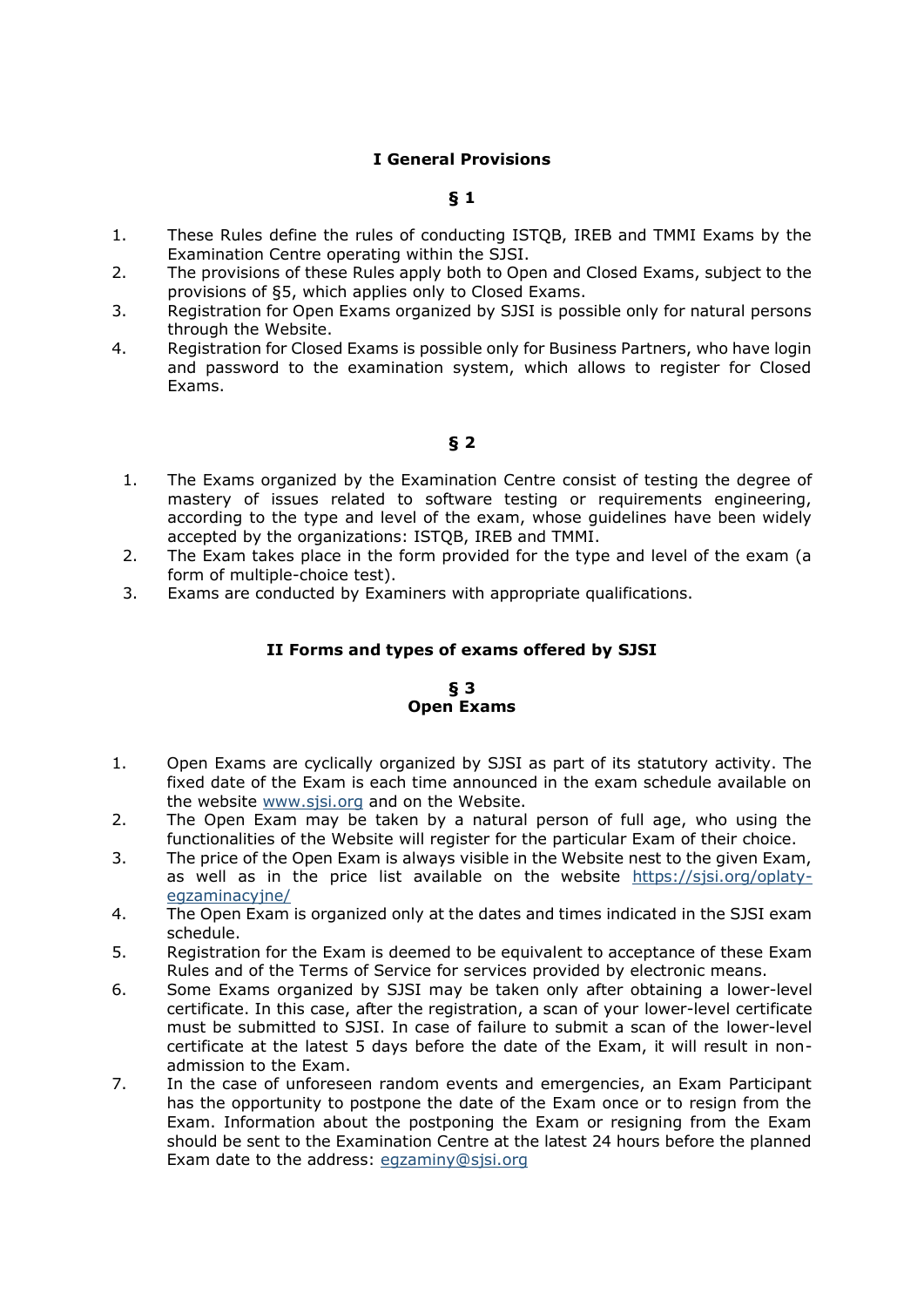## I General Provisions

### § 1

1. These Rules define the rules of conducting ISTQB, IREB and TMMI Exams by the Examination Centre operating within the SJSI.
2. The provisions of these Rules apply both to Open and Closed Exams, subject to the provisions of §5, which applies only to Closed Exams.
3. Registration for Open Exams organized by SJSI is possible only for natural persons through the Website.
4. Registration for Closed Exams is possible only for Business Partners, who have login and password to the examination system, which allows to register for Closed Exams.

### § 2

1. The Exams organized by the Examination Centre consist of testing the degree of mastery of issues related to software testing or requirements engineering, according to the type and level of the exam, whose guidelines have been widely accepted by the organizations: ISTQB, IREB and TMMI.
2. The Exam takes place in the form provided for the type and level of the exam (a form of multiple-choice test).
3. Exams are conducted by Examiners with appropriate qualifications.

## II Forms and types of exams offered by SJSI

### § 3
### Open Exams

1. Open Exams are cyclically organized by SJSI as part of its statutory activity. The fixed date of the Exam is each time announced in the exam schedule available on the website [www.sjsi.org](http://www.sjsi.org) and on the Website.
2. The Open Exam may be taken by a natural person of full age, who using the functionalities of the Website will register for the particular Exam of their choice.
3. The price of the Open Exam is always visible in the Website nest to the given Exam, as well as in the price list available on the website [https://sjsi.org/oplaty-egzaminacyjne/](https://sjsi.org/oplaty-egzaminacyjne/)
4. The Open Exam is organized only at the dates and times indicated in the SJSI exam schedule.
5. Registration for the Exam is deemed to be equivalent to acceptance of these Exam Rules and of the Terms of Service for services provided by electronic means.
6. Some Exams organized by SJSI may be taken only after obtaining a lower-level certificate. In this case, after the registration, a scan of your lower-level certificate must be submitted to SJSI. In case of failure to submit a scan of the lower-level certificate at the latest 5 days before the date of the Exam, it will result in non-admission to the Exam.
7. In the case of unforeseen random events and emergencies, an Exam Participant has the opportunity to postpone the date of the Exam once or to resign from the Exam. Information about the postponing the Exam or resigning from the Exam should be sent to the Examination Centre at the latest 24 hours before the planned Exam date to the address: [egzaminy@sjsi.org](mailto:egzaminy@sjsi.org)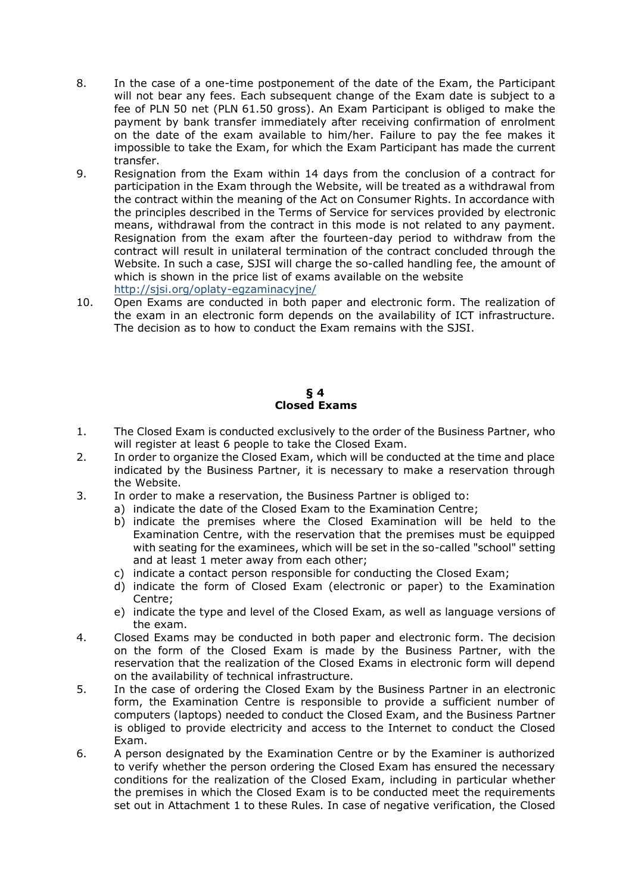8. In the case of a one-time postponement of the date of the Exam, the Participant will not bear any fees. Each subsequent change of the Exam date is subject to a fee of PLN 50 net (PLN 61.50 gross). An Exam Participant is obliged to make the payment by bank transfer immediately after receiving confirmation of enrolment on the date of the exam available to him/her. Failure to pay the fee makes it impossible to take the Exam, for which the Exam Participant has made the current transfer.
9. Resignation from the Exam within 14 days from the conclusion of a contract for participation in the Exam through the Website, will be treated as a withdrawal from the contract within the meaning of the Act on Consumer Rights. In accordance with the principles described in the Terms of Service for services provided by electronic means, withdrawal from the contract in this mode is not related to any payment. Resignation from the exam after the fourteen-day period to withdraw from the contract will result in unilateral termination of the contract concluded through the Website. In such a case, SJSI will charge the so-called handling fee, the amount of which is shown in the price list of exams available on the website http://sjsi.org/oplaty-egzaminacyjne/
10. Open Exams are conducted in both paper and electronic form. The realization of the exam in an electronic form depends on the availability of ICT infrastructure. The decision as to how to conduct the Exam remains with the SJSI.

## § 4
## Closed Exams

1. The Closed Exam is conducted exclusively to the order of the Business Partner, who will register at least 6 people to take the Closed Exam.
2. In order to organize the Closed Exam, which will be conducted at the time and place indicated by the Business Partner, it is necessary to make a reservation through the Website.
3. In order to make a reservation, the Business Partner is obliged to:
   a) indicate the date of the Closed Exam to the Examination Centre;
   b) indicate the premises where the Closed Examination will be held to the Examination Centre, with the reservation that the premises must be equipped with seating for the examinees, which will be set in the so-called "school" setting and at least 1 meter away from each other;
   c) indicate a contact person responsible for conducting the Closed Exam;
   d) indicate the form of Closed Exam (electronic or paper) to the Examination Centre;
   e) indicate the type and level of the Closed Exam, as well as language versions of the exam.
4. Closed Exams may be conducted in both paper and electronic form. The decision on the form of the Closed Exam is made by the Business Partner, with the reservation that the realization of the Closed Exams in electronic form will depend on the availability of technical infrastructure.
5. In the case of ordering the Closed Exam by the Business Partner in an electronic form, the Examination Centre is responsible to provide a sufficient number of computers (laptops) needed to conduct the Closed Exam, and the Business Partner is obliged to provide electricity and access to the Internet to conduct the Closed Exam.
6. A person designated by the Examination Centre or by the Examiner is authorized to verify whether the person ordering the Closed Exam has ensured the necessary conditions for the realization of the Closed Exam, including in particular whether the premises in which the Closed Exam is to be conducted meet the requirements set out in Attachment 1 to these Rules. In case of negative verification, the Closed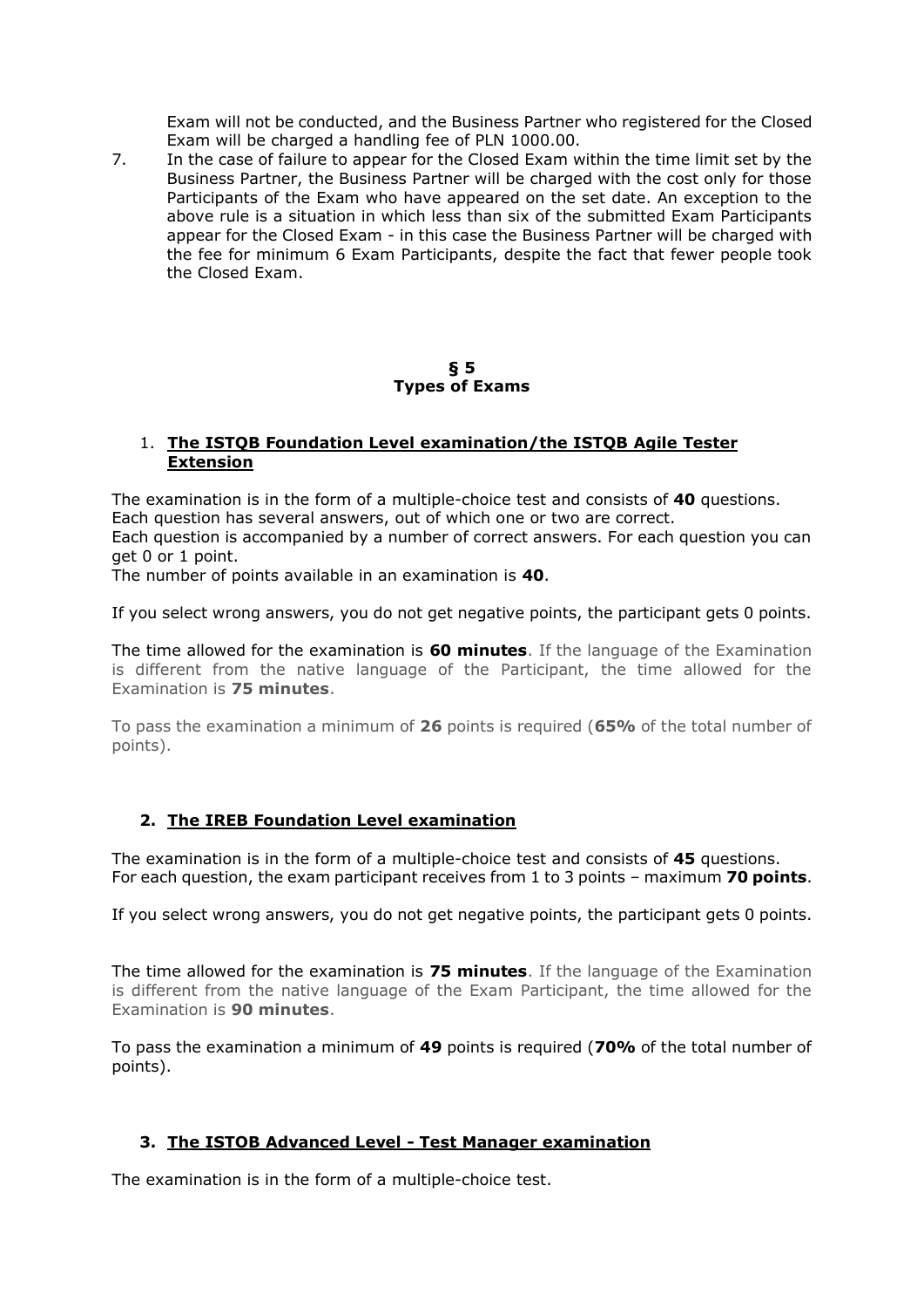Exam will not be conducted, and the Business Partner who registered for the Closed Exam will be charged a handling fee of PLN 1000.00.

7. In the case of failure to appear for the Closed Exam within the time limit set by the Business Partner, the Business Partner will be charged with the cost only for those Participants of the Exam who have appeared on the set date. An exception to the above rule is a situation in which less than six of the submitted Exam Participants appear for the Closed Exam - in this case the Business Partner will be charged with the fee for minimum 6 Exam Participants, despite the fact that fewer people took the Closed Exam.

## § 5
## Types of Exams

### 1. The ISTQB Foundation Level examination/the ISTQB Agile Tester Extension

The examination is in the form of a multiple-choice test and consists of **40** questions. Each question has several answers, out of which one or two are correct.
Each question is accompanied by a number of correct answers. For each question you can get 0 or 1 point.
The number of points available in an examination is **40**.

If you select wrong answers, you do not get negative points, the participant gets 0 points.

The time allowed for the examination is **60 minutes**. If the language of the Examination is different from the native language of the Participant, the time allowed for the Examination is **75 minutes**.

To pass the examination a minimum of **26** points is required (**65%** of the total number of points).

### 2. The IREB Foundation Level examination

The examination is in the form of a multiple-choice test and consists of **45** questions.
For each question, the exam participant receives from 1 to 3 points – maximum **70 points**.

If you select wrong answers, you do not get negative points, the participant gets 0 points.

The time allowed for the examination is **75 minutes**. If the language of the Examination is different from the native language of the Exam Participant, the time allowed for the Examination is **90 minutes**.

To pass the examination a minimum of **49** points is required (**70%** of the total number of points).

### 3. The ISTQB Advanced Level - Test Manager examination

The examination is in the form of a multiple-choice test.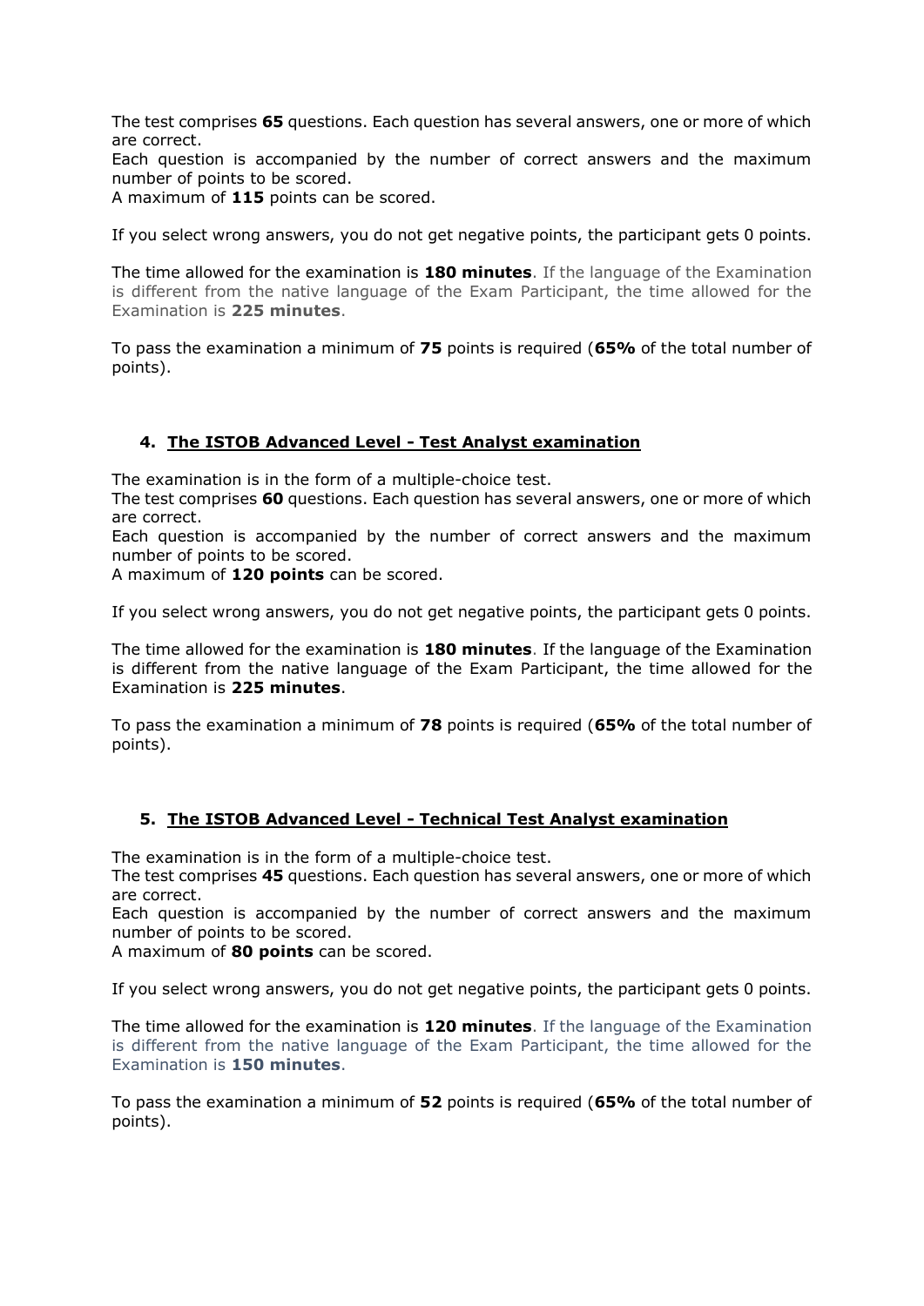The test comprises **65** questions. Each question has several answers, one or more of which are correct.
Each question is accompanied by the number of correct answers and the maximum number of points to be scored.
A maximum of **115** points can be scored.

If you select wrong answers, you do not get negative points, the participant gets 0 points.

The time allowed for the examination is **180 minutes**. If the language of the Examination is different from the native language of the Exam Participant, the time allowed for the Examination is **225 minutes**.

To pass the examination a minimum of **75** points is required (**65%** of the total number of points).

## 4. The ISTQB Advanced Level - Test Analyst examination

The examination is in the form of a multiple-choice test.
The test comprises **60** questions. Each question has several answers, one or more of which are correct.
Each question is accompanied by the number of correct answers and the maximum number of points to be scored.
A maximum of **120 points** can be scored.

If you select wrong answers, you do not get negative points, the participant gets 0 points.

The time allowed for the examination is **180 minutes**. If the language of the Examination is different from the native language of the Exam Participant, the time allowed for the Examination is **225 minutes**.

To pass the examination a minimum of **78** points is required (**65%** of the total number of points).

## 5. The ISTQB Advanced Level - Technical Test Analyst examination

The examination is in the form of a multiple-choice test.
The test comprises **45** questions. Each question has several answers, one or more of which are correct.
Each question is accompanied by the number of correct answers and the maximum number of points to be scored.
A maximum of **80 points** can be scored.

If you select wrong answers, you do not get negative points, the participant gets 0 points.

The time allowed for the examination is **120 minutes**. If the language of the Examination is different from the native language of the Exam Participant, the time allowed for the Examination is **150 minutes**.

To pass the examination a minimum of **52** points is required (**65%** of the total number of points).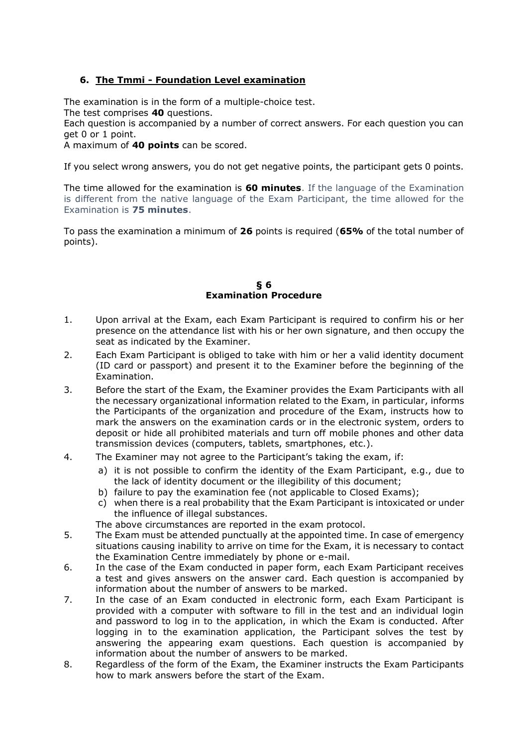### 6. <u>The Tmmi - Foundation Level examination</u>

The examination is in the form of a multiple-choice test.

The test comprises **40** questions.

Each question is accompanied by a number of correct answers. For each question you can get 0 or 1 point.

A maximum of **40 points** can be scored.

If you select wrong answers, you do not get negative points, the participant gets 0 points.

The time allowed for the examination is **60 minutes**. If the language of the Examination is different from the native language of the Exam Participant, the time allowed for the Examination is **75 minutes**.

To pass the examination a minimum of **26** points is required (**65%** of the total number of points).

## § 6
## Examination Procedure

1. Upon arrival at the Exam, each Exam Participant is required to confirm his or her presence on the attendance list with his or her own signature, and then occupy the seat as indicated by the Examiner.
2. Each Exam Participant is obliged to take with him or her a valid identity document (ID card or passport) and present it to the Examiner before the beginning of the Examination.
3. Before the start of the Exam, the Examiner provides the Exam Participants with all the necessary organizational information related to the Exam, in particular, informs the Participants of the organization and procedure of the Exam, instructs how to mark the answers on the examination cards or in the electronic system, orders to deposit or hide all prohibited materials and turn off mobile phones and other data transmission devices (computers, tablets, smartphones, etc.).
4. The Examiner may not agree to the Participant's taking the exam, if:
   a) it is not possible to confirm the identity of the Exam Participant, e.g., due to the lack of identity document or the illegibility of this document;
   b) failure to pay the examination fee (not applicable to Closed Exams);
   c) when there is a real probability that the Exam Participant is intoxicated or under the influence of illegal substances.

   The above circumstances are reported in the exam protocol.
5. The Exam must be attended punctually at the appointed time. In case of emergency situations causing inability to arrive on time for the Exam, it is necessary to contact the Examination Centre immediately by phone or e-mail.
6. In the case of the Exam conducted in paper form, each Exam Participant receives a test and gives answers on the answer card. Each question is accompanied by information about the number of answers to be marked.
7. In the case of an Exam conducted in electronic form, each Exam Participant is provided with a computer with software to fill in the test and an individual login and password to log in to the application, in which the Exam is conducted. After logging in to the examination application, the Participant solves the test by answering the appearing exam questions. Each question is accompanied by information about the number of answers to be marked.
8. Regardless of the form of the Exam, the Examiner instructs the Exam Participants how to mark answers before the start of the Exam.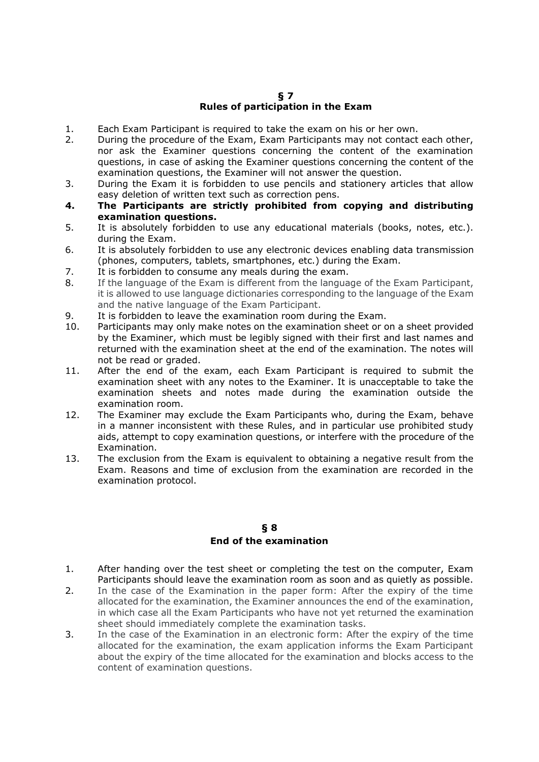## § 7
## Rules of participation in the Exam

1. Each Exam Participant is required to take the exam on his or her own.
2. During the procedure of the Exam, Exam Participants may not contact each other, nor ask the Examiner questions concerning the content of the examination questions, in case of asking the Examiner questions concerning the content of the examination questions, the Examiner will not answer the question.
3. During the Exam it is forbidden to use pencils and stationery articles that allow easy deletion of written text such as correction pens.
4. **The Participants are strictly prohibited from copying and distributing examination questions.**
5. It is absolutely forbidden to use any educational materials (books, notes, etc.). during the Exam.
6. It is absolutely forbidden to use any electronic devices enabling data transmission (phones, computers, tablets, smartphones, etc.) during the Exam.
7. It is forbidden to consume any meals during the exam.
8. If the language of the Exam is different from the language of the Exam Participant, it is allowed to use language dictionaries corresponding to the language of the Exam and the native language of the Exam Participant.
9. It is forbidden to leave the examination room during the Exam.
10. Participants may only make notes on the examination sheet or on a sheet provided by the Examiner, which must be legibly signed with their first and last names and returned with the examination sheet at the end of the examination. The notes will not be read or graded.
11. After the end of the exam, each Exam Participant is required to submit the examination sheet with any notes to the Examiner. It is unacceptable to take the examination sheets and notes made during the examination outside the examination room.
12. The Examiner may exclude the Exam Participants who, during the Exam, behave in a manner inconsistent with these Rules, and in particular use prohibited study aids, attempt to copy examination questions, or interfere with the procedure of the Examination.
13. The exclusion from the Exam is equivalent to obtaining a negative result from the Exam. Reasons and time of exclusion from the examination are recorded in the examination protocol.

## § 8
## End of the examination

1. After handing over the test sheet or completing the test on the computer, Exam Participants should leave the examination room as soon and as quietly as possible.
2. In the case of the Examination in the paper form: After the expiry of the time allocated for the examination, the Examiner announces the end of the examination, in which case all the Exam Participants who have not yet returned the examination sheet should immediately complete the examination tasks.
3. In the case of the Examination in an electronic form: After the expiry of the time allocated for the examination, the exam application informs the Exam Participant about the expiry of the time allocated for the examination and blocks access to the content of examination questions.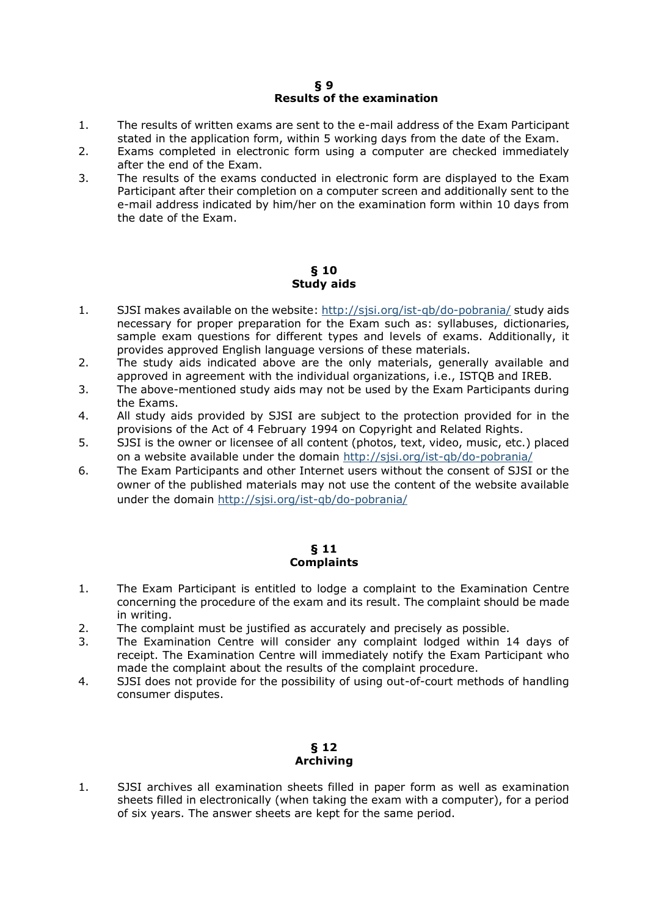## § 9
## Results of the examination

1. The results of written exams are sent to the e-mail address of the Exam Participant stated in the application form, within 5 working days from the date of the Exam.
2. Exams completed in electronic form using a computer are checked immediately after the end of the Exam.
3. The results of the exams conducted in electronic form are displayed to the Exam Participant after their completion on a computer screen and additionally sent to the e-mail address indicated by him/her on the examination form within 10 days from the date of the Exam.

## § 10
## Study aids

1. SJSI makes available on the website: http://sjsi.org/ist-qb/do-pobrania/ study aids necessary for proper preparation for the Exam such as: syllabuses, dictionaries, sample exam questions for different types and levels of exams. Additionally, it provides approved English language versions of these materials.
2. The study aids indicated above are the only materials, generally available and approved in agreement with the individual organizations, i.e., ISTQB and IREB.
3. The above-mentioned study aids may not be used by the Exam Participants during the Exams.
4. All study aids provided by SJSI are subject to the protection provided for in the provisions of the Act of 4 February 1994 on Copyright and Related Rights.
5. SJSI is the owner or licensee of all content (photos, text, video, music, etc.) placed on a website available under the domain http://sjsi.org/ist-qb/do-pobrania/
6. The Exam Participants and other Internet users without the consent of SJSI or the owner of the published materials may not use the content of the website available under the domain http://sjsi.org/ist-qb/do-pobrania/

## § 11
## Complaints

1. The Exam Participant is entitled to lodge a complaint to the Examination Centre concerning the procedure of the exam and its result. The complaint should be made in writing.
2. The complaint must be justified as accurately and precisely as possible.
3. The Examination Centre will consider any complaint lodged within 14 days of receipt. The Examination Centre will immediately notify the Exam Participant who made the complaint about the results of the complaint procedure.
4. SJSI does not provide for the possibility of using out-of-court methods of handling consumer disputes.

## § 12
## Archiving

1. SJSI archives all examination sheets filled in paper form as well as examination sheets filled in electronically (when taking the exam with a computer), for a period of six years. The answer sheets are kept for the same period.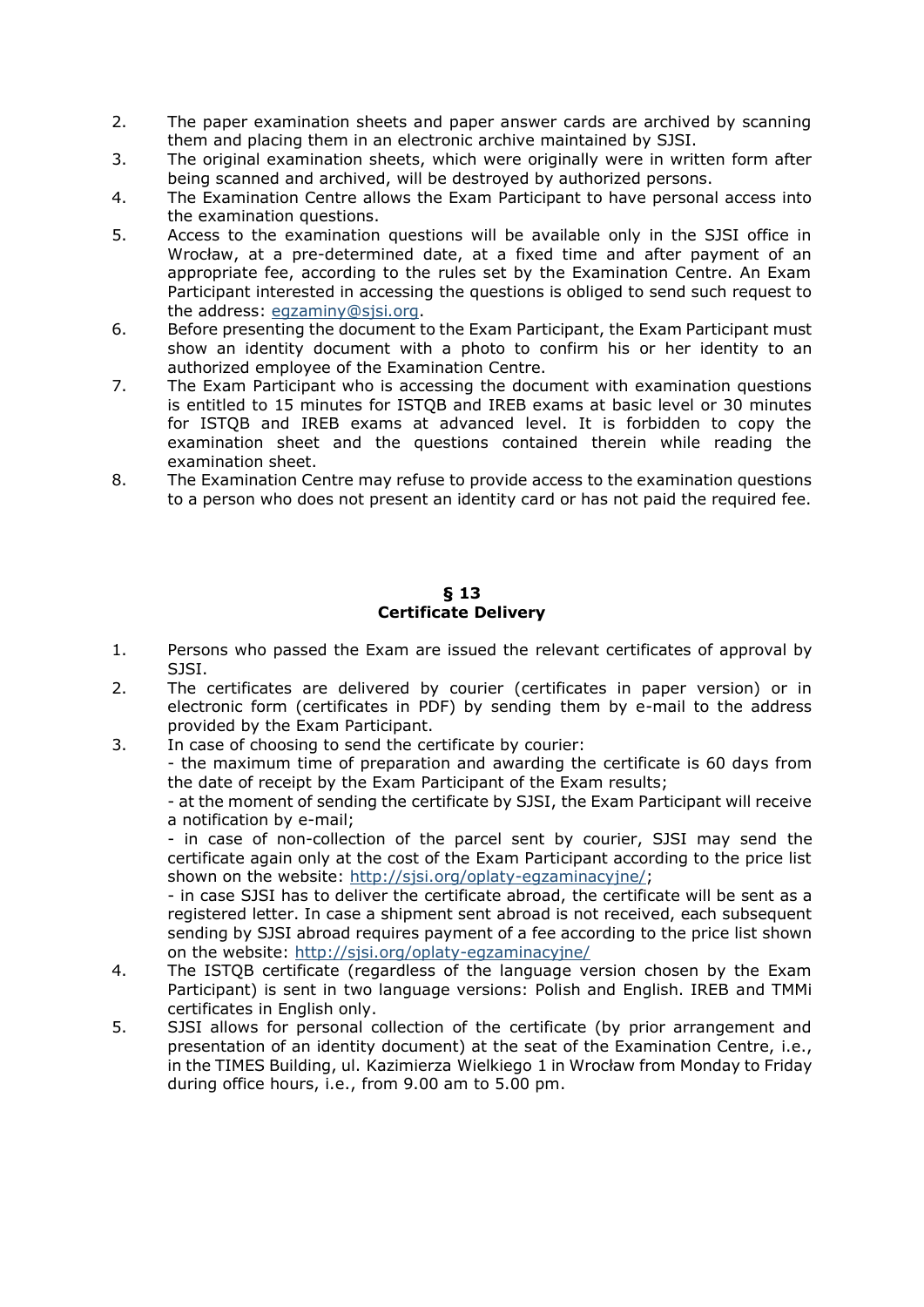2. The paper examination sheets and paper answer cards are archived by scanning them and placing them in an electronic archive maintained by SJSI.
3. The original examination sheets, which were originally were in written form after being scanned and archived, will be destroyed by authorized persons.
4. The Examination Centre allows the Exam Participant to have personal access into the examination questions.
5. Access to the examination questions will be available only in the SJSI office in Wrocław, at a pre-determined date, at a fixed time and after payment of an appropriate fee, according to the rules set by the Examination Centre. An Exam Participant interested in accessing the questions is obliged to send such request to the address: egzaminy@sjsi.org.
6. Before presenting the document to the Exam Participant, the Exam Participant must show an identity document with a photo to confirm his or her identity to an authorized employee of the Examination Centre.
7. The Exam Participant who is accessing the document with examination questions is entitled to 15 minutes for ISTQB and IREB exams at basic level or 30 minutes for ISTQB and IREB exams at advanced level. It is forbidden to copy the examination sheet and the questions contained therein while reading the examination sheet.
8. The Examination Centre may refuse to provide access to the examination questions to a person who does not present an identity card or has not paid the required fee.

## § 13
## Certificate Delivery

1. Persons who passed the Exam are issued the relevant certificates of approval by SJSI.
2. The certificates are delivered by courier (certificates in paper version) or in electronic form (certificates in PDF) by sending them by e-mail to the address provided by the Exam Participant.
3. In case of choosing to send the certificate by courier:
   - the maximum time of preparation and awarding the certificate is 60 days from the date of receipt by the Exam Participant of the Exam results;
   - at the moment of sending the certificate by SJSI, the Exam Participant will receive a notification by e-mail;
   - in case of non-collection of the parcel sent by courier, SJSI may send the certificate again only at the cost of the Exam Participant according to the price list shown on the website: http://sjsi.org/oplaty-egzaminacyjne/;
   - in case SJSI has to deliver the certificate abroad, the certificate will be sent as a registered letter. In case a shipment sent abroad is not received, each subsequent sending by SJSI abroad requires payment of a fee according to the price list shown on the website: http://sjsi.org/oplaty-egzaminacyjne/
4. The ISTQB certificate (regardless of the language version chosen by the Exam Participant) is sent in two language versions: Polish and English. IREB and TMMi certificates in English only.
5. SJSI allows for personal collection of the certificate (by prior arrangement and presentation of an identity document) at the seat of the Examination Centre, i.e., in the TIMES Building, ul. Kazimierza Wielkiego 1 in Wrocław from Monday to Friday during office hours, i.e., from 9.00 am to 5.00 pm.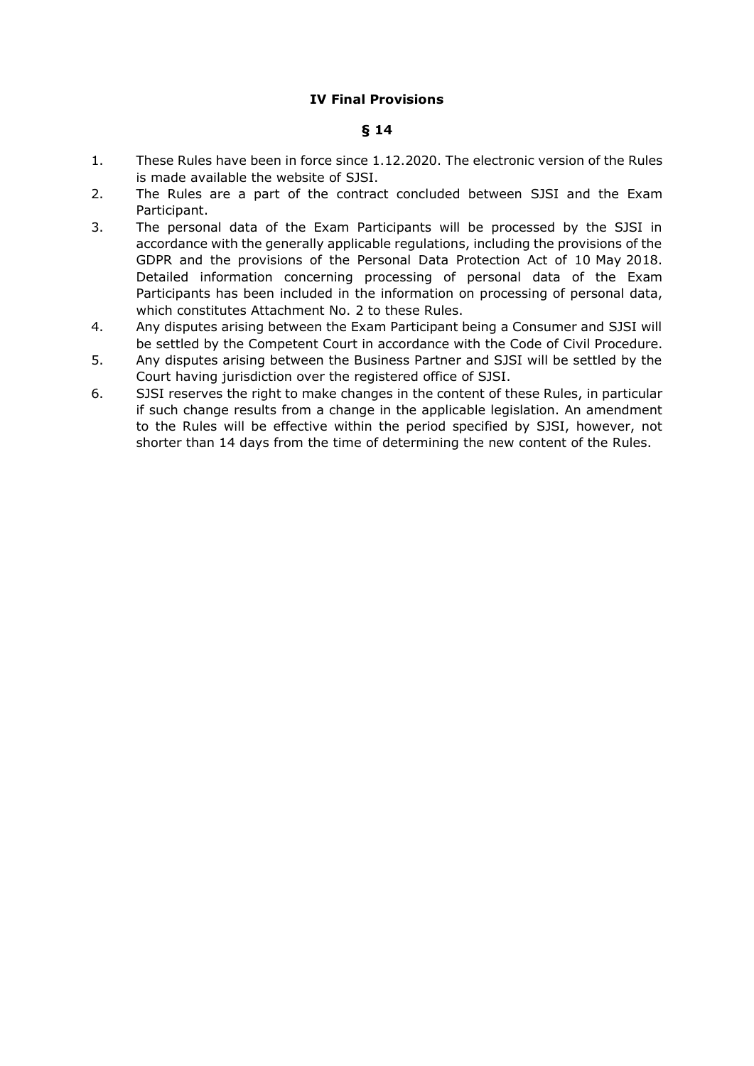## IV Final Provisions

### § 14

1. These Rules have been in force since 1.12.2020. The electronic version of the Rules is made available the website of SJSI.
2. The Rules are a part of the contract concluded between SJSI and the Exam Participant.
3. The personal data of the Exam Participants will be processed by the SJSI in accordance with the generally applicable regulations, including the provisions of the GDPR and the provisions of the Personal Data Protection Act of 10 May 2018. Detailed information concerning processing of personal data of the Exam Participants has been included in the information on processing of personal data, which constitutes Attachment No. 2 to these Rules.
4. Any disputes arising between the Exam Participant being a Consumer and SJSI will be settled by the Competent Court in accordance with the Code of Civil Procedure.
5. Any disputes arising between the Business Partner and SJSI will be settled by the Court having jurisdiction over the registered office of SJSI.
6. SJSI reserves the right to make changes in the content of these Rules, in particular if such change results from a change in the applicable legislation. An amendment to the Rules will be effective within the period specified by SJSI, however, not shorter than 14 days from the time of determining the new content of the Rules.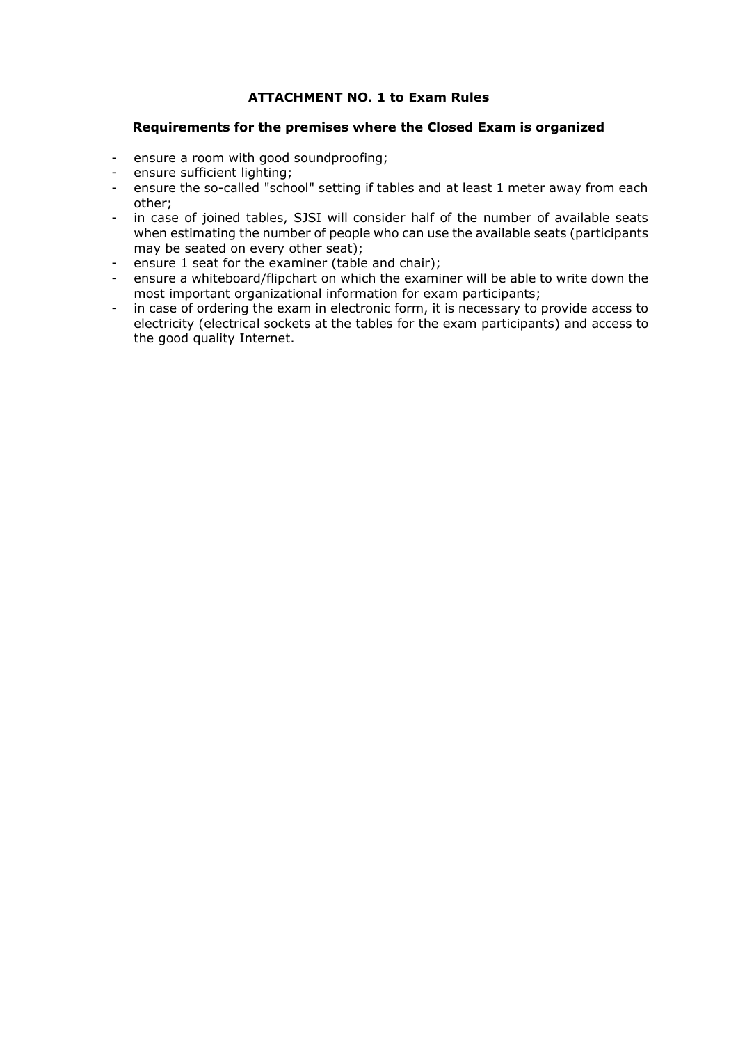**ATTACHMENT NO. 1 to Exam Rules**

**Requirements for the premises where the Closed Exam is organized**

- ensure a room with good soundproofing;
- ensure sufficient lighting;
- ensure the so-called "school" setting if tables and at least 1 meter away from each other;
- in case of joined tables, SJSI will consider half of the number of available seats when estimating the number of people who can use the available seats (participants may be seated on every other seat);
- ensure 1 seat for the examiner (table and chair);
- ensure a whiteboard/flipchart on which the examiner will be able to write down the most important organizational information for exam participants;
- in case of ordering the exam in electronic form, it is necessary to provide access to electricity (electrical sockets at the tables for the exam participants) and access to the good quality Internet.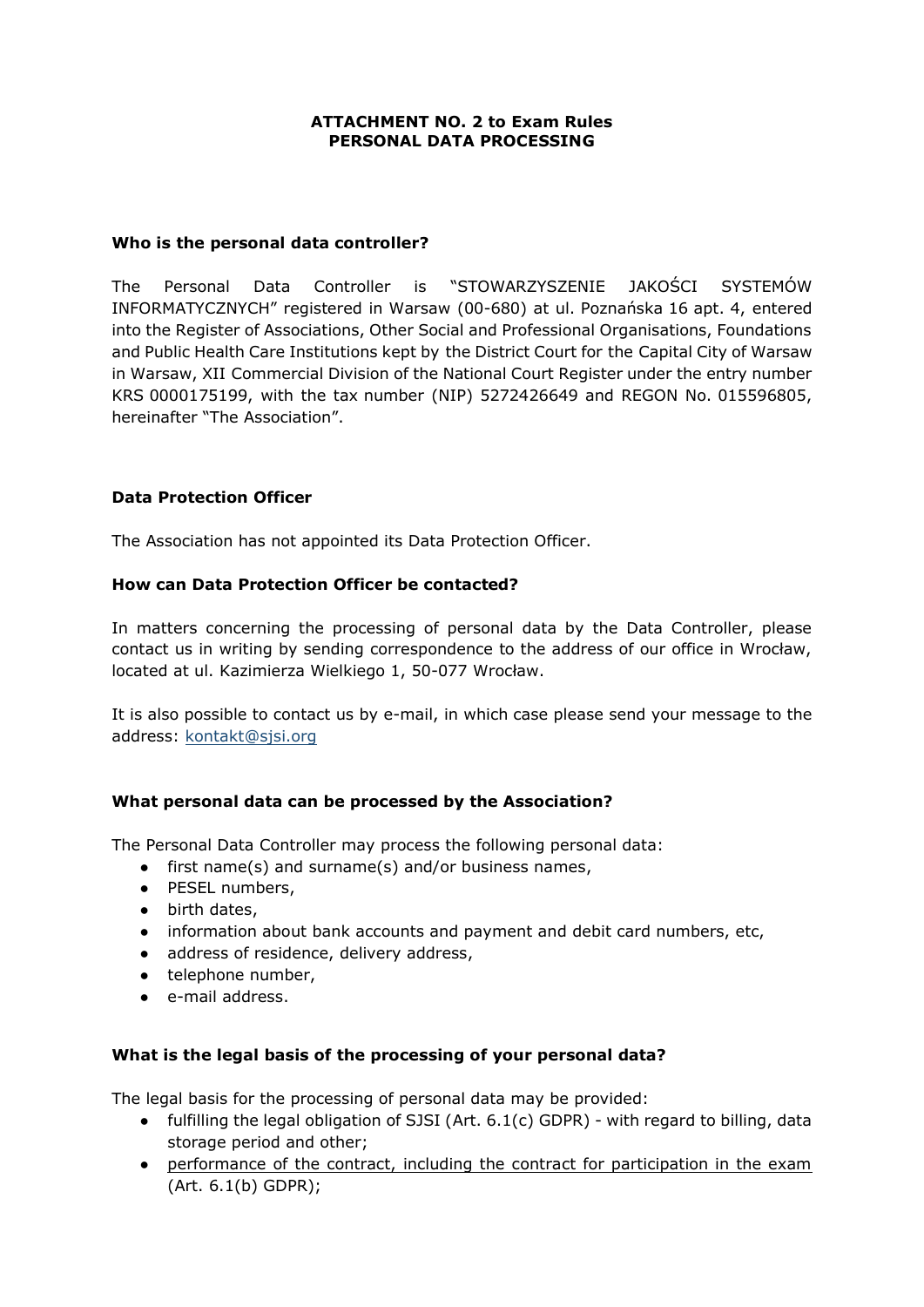**ATTACHMENT NO. 2 to Exam Rules**
**PERSONAL DATA PROCESSING**

**Who is the personal data controller?**

The Personal Data Controller is "STOWARZYSZENIE JAKOŚCI SYSTEMÓW INFORMATYCZNYCH" registered in Warsaw (00-680) at ul. Poznańska 16 apt. 4, entered into the Register of Associations, Other Social and Professional Organisations, Foundations and Public Health Care Institutions kept by the District Court for the Capital City of Warsaw in Warsaw, XII Commercial Division of the National Court Register under the entry number KRS 0000175199, with the tax number (NIP) 5272426649 and REGON No. 015596805, hereinafter "The Association".

**Data Protection Officer**

The Association has not appointed its Data Protection Officer.

**How can Data Protection Officer be contacted?**

In matters concerning the processing of personal data by the Data Controller, please contact us in writing by sending correspondence to the address of our office in Wrocław, located at ul. Kazimierza Wielkiego 1, 50-077 Wrocław.

It is also possible to contact us by e-mail, in which case please send your message to the address: kontakt@sjsi.org

**What personal data can be processed by the Association?**

The Personal Data Controller may process the following personal data:

- first name(s) and surname(s) and/or business names,
- PESEL numbers,
- birth dates,
- information about bank accounts and payment and debit card numbers, etc,
- address of residence, delivery address,
- telephone number,
- e-mail address.

**What is the legal basis of the processing of your personal data?**

The legal basis for the processing of personal data may be provided:

- fulfilling the legal obligation of SJSI (Art. 6.1(c) GDPR) - with regard to billing, data storage period and other;
- performance of the contract, including the contract for participation in the exam (Art. 6.1(b) GDPR);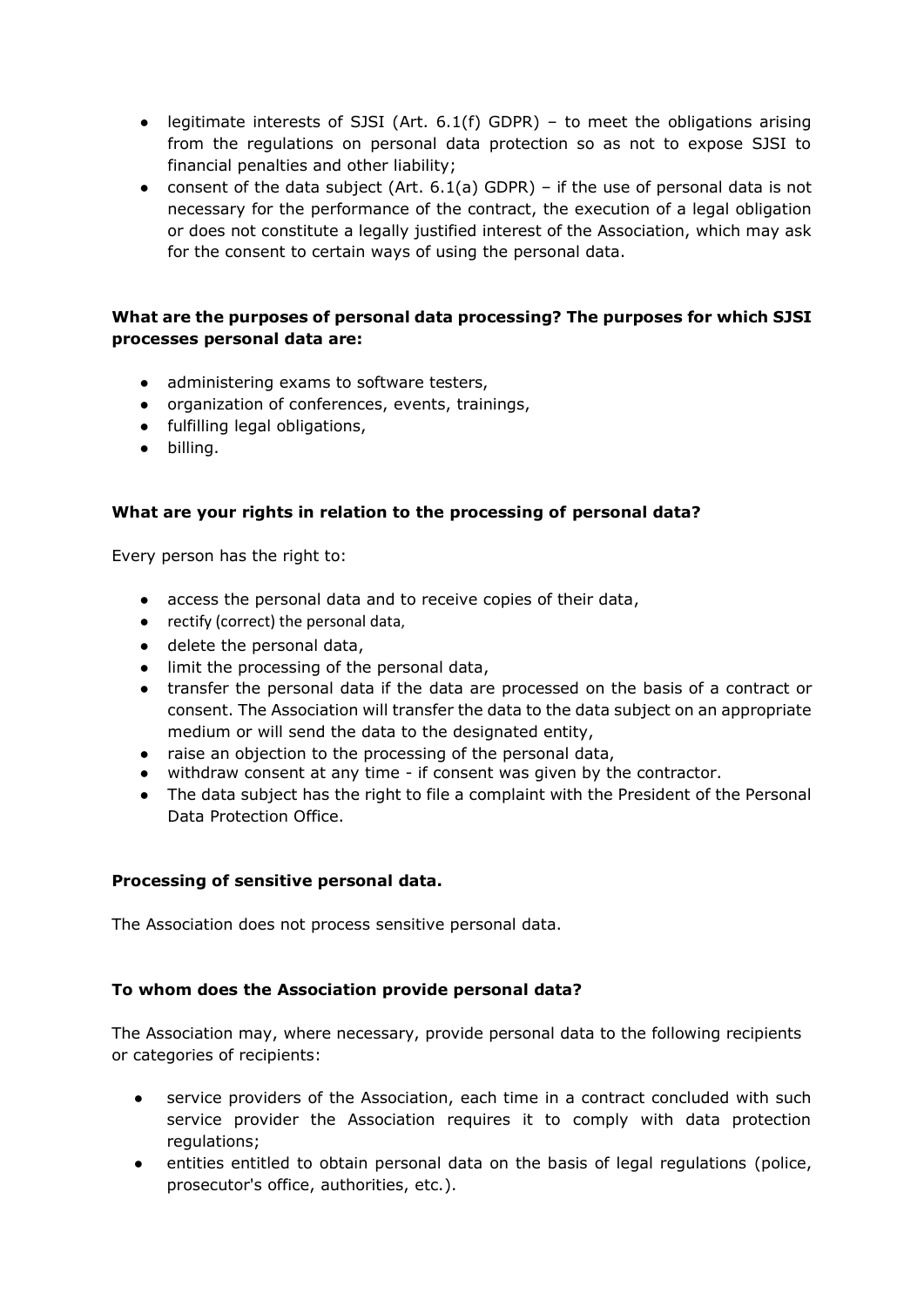- legitimate interests of SJSI (Art. 6.1(f) GDPR) – to meet the obligations arising from the regulations on personal data protection so as not to expose SJSI to financial penalties and other liability;
- consent of the data subject (Art. 6.1(a) GDPR) – if the use of personal data is not necessary for the performance of the contract, the execution of a legal obligation or does not constitute a legally justified interest of the Association, which may ask for the consent to certain ways of using the personal data.

**What are the purposes of personal data processing? The purposes for which SJSI processes personal data are:**

- administering exams to software testers,
- organization of conferences, events, trainings,
- fulfilling legal obligations,
- billing.

**What are your rights in relation to the processing of personal data?**

Every person has the right to:

- access the personal data and to receive copies of their data,
- rectify (correct) the personal data,
- delete the personal data,
- limit the processing of the personal data,
- transfer the personal data if the data are processed on the basis of a contract or consent. The Association will transfer the data to the data subject on an appropriate medium or will send the data to the designated entity,
- raise an objection to the processing of the personal data,
- withdraw consent at any time - if consent was given by the contractor.
- The data subject has the right to file a complaint with the President of the Personal Data Protection Office.

**Processing of sensitive personal data.**

The Association does not process sensitive personal data.

**To whom does the Association provide personal data?**

The Association may, where necessary, provide personal data to the following recipients or categories of recipients:

- service providers of the Association, each time in a contract concluded with such service provider the Association requires it to comply with data protection regulations;
- entities entitled to obtain personal data on the basis of legal regulations (police, prosecutor's office, authorities, etc.).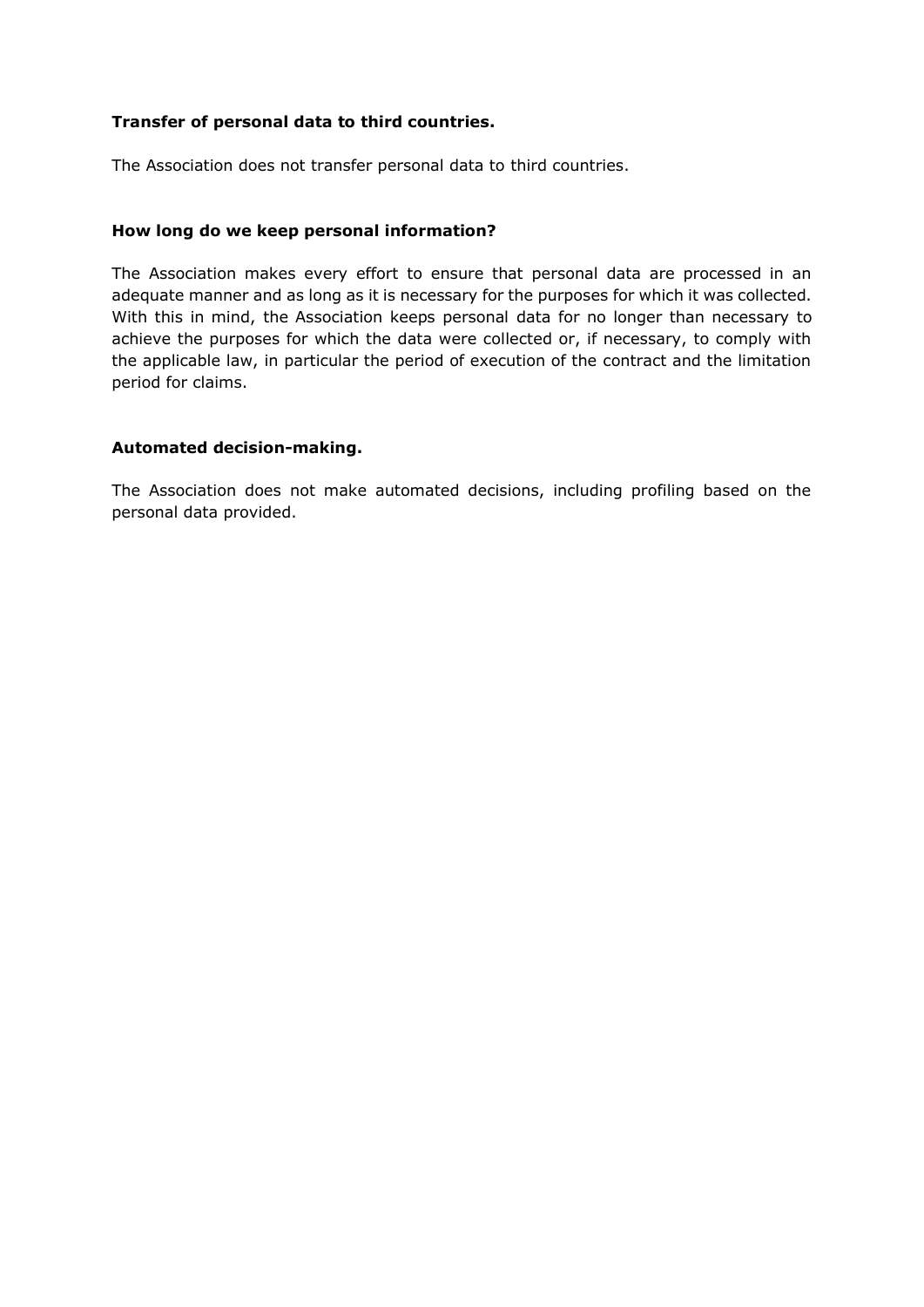**Transfer of personal data to third countries.**

The Association does not transfer personal data to third countries.

**How long do we keep personal information?**

The Association makes every effort to ensure that personal data are processed in an adequate manner and as long as it is necessary for the purposes for which it was collected. With this in mind, the Association keeps personal data for no longer than necessary to achieve the purposes for which the data were collected or, if necessary, to comply with the applicable law, in particular the period of execution of the contract and the limitation period for claims.

**Automated decision-making.**

The Association does not make automated decisions, including profiling based on the personal data provided.